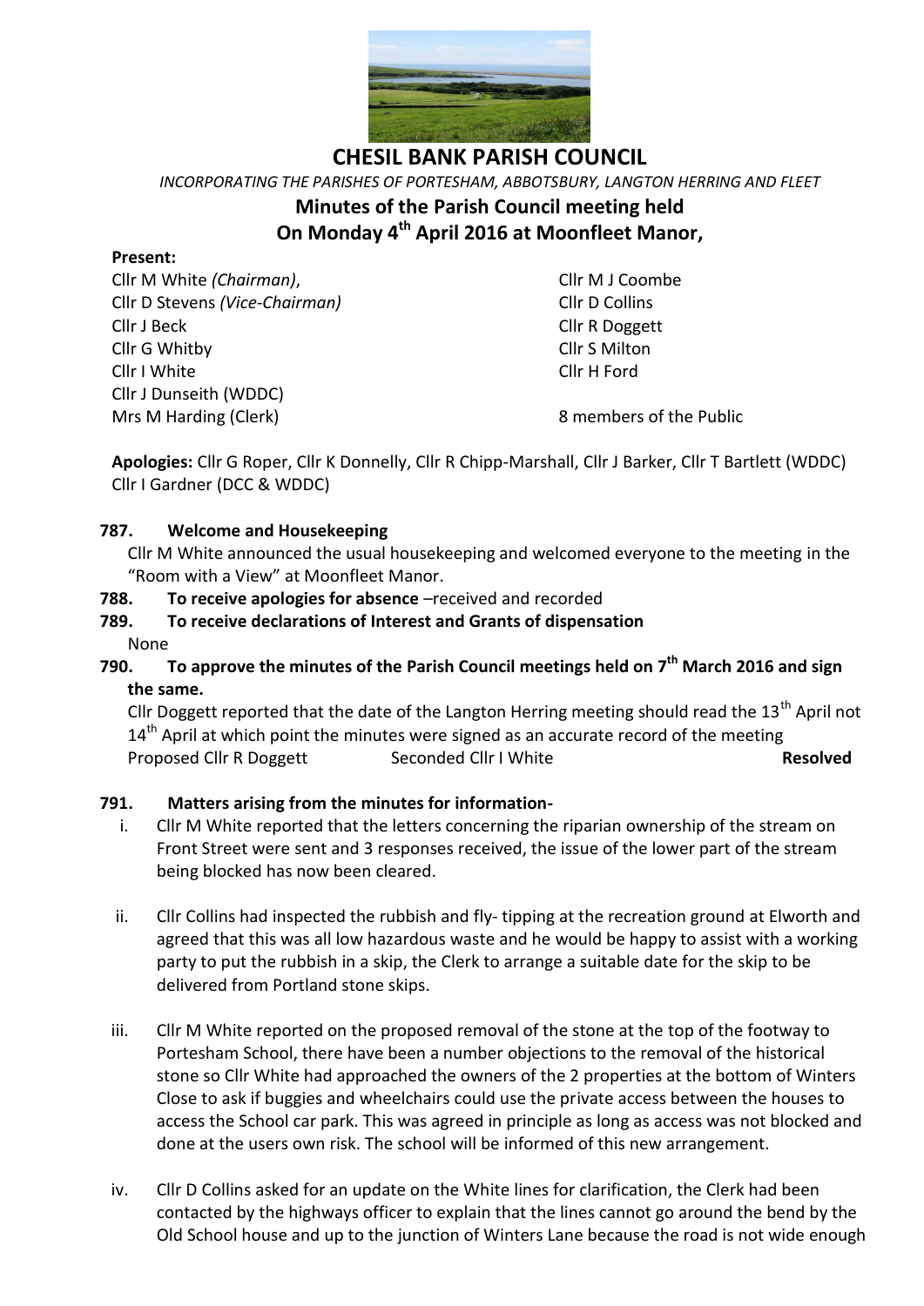# CHESIL BANK PARISH COUNCIL

*INCORPORATING THE PARISHES OF PORTESHAM, ABBOTSBURY, LANGTON HERRING AND FLEET*

## Minutes of the Parish Council meeting held On Monday 4th April 2016 at Moonfleet Manor,

**Present:**

Cllr M White *(Chairman)*,
Cllr D Stevens *(Vice-Chairman)*
Cllr J Beck
Cllr G Whitby
Cllr I White
Cllr J Dunseith (WDDC)
Mrs M Harding (Clerk)

Cllr M J Coombe
Cllr D Collins
Cllr R Doggett
Cllr S Milton
Cllr H Ford

8 members of the Public

**Apologies:** Cllr G Roper, Cllr K Donnelly, Cllr R Chipp-Marshall, Cllr J Barker, Cllr T Bartlett (WDDC) Cllr I Gardner (DCC & WDDC)

**787. Welcome and Housekeeping**

Cllr M White announced the usual housekeeping and welcomed everyone to the meeting in the "Room with a View" at Moonfleet Manor.

**788. To receive apologies for absence** –received and recorded

**789. To receive declarations of Interest and Grants of dispensation**

None

**790. To approve the minutes of the Parish Council meetings held on 7th March 2016 and sign the same.**

Cllr Doggett reported that the date of the Langton Herring meeting should read the 13th April not 14th April at which point the minutes were signed as an accurate record of the meeting

Proposed Cllr R Doggett    Seconded Cllr I White    **Resolved**

**791. Matters arising from the minutes for information-**

i. Cllr M White reported that the letters concerning the riparian ownership of the stream on Front Street were sent and 3 responses received, the issue of the lower part of the stream being blocked has now been cleared.

ii. Cllr Collins had inspected the rubbish and fly- tipping at the recreation ground at Elworth and agreed that this was all low hazardous waste and he would be happy to assist with a working party to put the rubbish in a skip, the Clerk to arrange a suitable date for the skip to be delivered from Portland stone skips.

iii. Cllr M White reported on the proposed removal of the stone at the top of the footway to Portesham School, there have been a number objections to the removal of the historical stone so Cllr White had approached the owners of the 2 properties at the bottom of Winters Close to ask if buggies and wheelchairs could use the private access between the houses to access the School car park. This was agreed in principle as long as access was not blocked and done at the users own risk. The school will be informed of this new arrangement.

iv. Cllr D Collins asked for an update on the White lines for clarification, the Clerk had been contacted by the highways officer to explain that the lines cannot go around the bend by the Old School house and up to the junction of Winters Lane because the road is not wide enough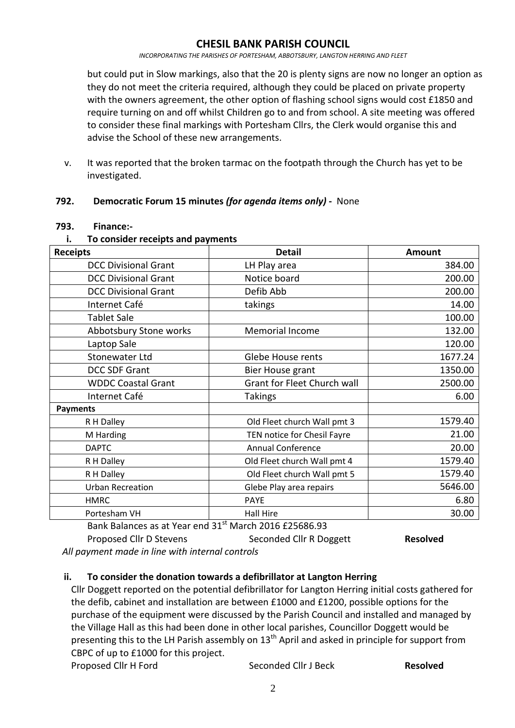but could put in Slow markings, also that the 20 is plenty signs are now no longer an option as they do not meet the criteria required, although they could be placed on private property with the owners agreement, the other option of flashing school signs would cost £1850 and require turning on and off whilst Children go to and from school. A site meeting was offered to consider these final markings with Portesham Cllrs, the Clerk would organise this and advise the School of these new arrangements.

v. It was reported that the broken tarmac on the footpath through the Church has yet to be investigated.

**792. Democratic Forum 15 minutes *(for agenda items only)* -** None

**793. Finance:-**

**i. To consider receipts and payments**

| Receipts | Detail | Amount |
|---|---|---|
| DCC Divisional Grant | LH Play area | 384.00 |
| DCC Divisional Grant | Notice board | 200.00 |
| DCC Divisional Grant | Defib Abb | 200.00 |
| Internet Café | takings | 14.00 |
| Tablet Sale | | 100.00 |
| Abbotsbury Stone works | Memorial Income | 132.00 |
| Laptop Sale | | 120.00 |
| Stonewater Ltd | Glebe House rents | 1677.24 |
| DCC SDF Grant | Bier House grant | 1350.00 |
| WDDC Coastal Grant | Grant for Fleet Church wall | 2500.00 |
| Internet Café | Takings | 6.00 |
| **Payments** | | |
| R H Dalley | Old Fleet church Wall pmt 3 | 1579.40 |
| M Harding | TEN notice for Chesil Fayre | 21.00 |
| DAPTC | Annual Conference | 20.00 |
| R H Dalley | Old Fleet church Wall pmt 4 | 1579.40 |
| R H Dalley | Old Fleet church Wall pmt 5 | 1579.40 |
| Urban Recreation | Glebe Play area repairs | 5646.00 |
| HMRC | PAYE | 6.80 |
| Portesham VH | Hall Hire | 30.00 |

Bank Balances as at Year end 31st March 2016 £25686.93

Proposed Cllr D Stevens Seconded Cllr R Doggett **Resolved**

*All payment made in line with internal controls*

**ii. To consider the donation towards a defibrillator at Langton Herring**

Cllr Doggett reported on the potential defibrillator for Langton Herring initial costs gathered for the defib, cabinet and installation are between £1000 and £1200, possible options for the purchase of the equipment were discussed by the Parish Council and installed and managed by the Village Hall as this had been done in other local parishes, Councillor Doggett would be presenting this to the LH Parish assembly on 13th April and asked in principle for support from CBPC of up to £1000 for this project.

Proposed Cllr H Ford Seconded Cllr J Beck **Resolved**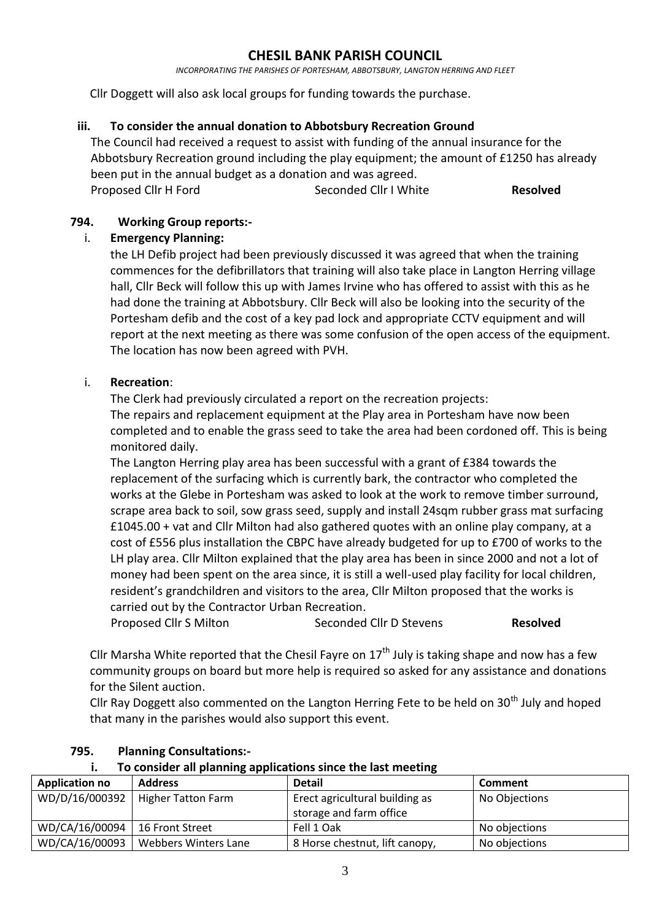Cllr Doggett will also ask local groups for funding towards the purchase.

**iii. To consider the annual donation to Abbotsbury Recreation Ground**

The Council had received a request to assist with funding of the annual insurance for the Abbotsbury Recreation ground including the play equipment; the amount of £1250 has already been put in the annual budget as a donation and was agreed.

Proposed Cllr H Ford  Seconded Cllr I White  **Resolved**

**794. Working Group reports:-**

i. **Emergency Planning:**

the LH Defib project had been previously discussed it was agreed that when the training commences for the defibrillators that training will also take place in Langton Herring village hall, Cllr Beck will follow this up with James Irvine who has offered to assist with this as he had done the training at Abbotsbury. Cllr Beck will also be looking into the security of the Portesham defib and the cost of a key pad lock and appropriate CCTV equipment and will report at the next meeting as there was some confusion of the open access of the equipment. The location has now been agreed with PVH.

i. **Recreation**:

The Clerk had previously circulated a report on the recreation projects:
The repairs and replacement equipment at the Play area in Portesham have now been completed and to enable the grass seed to take the area had been cordoned off. This is being monitored daily.

The Langton Herring play area has been successful with a grant of £384 towards the replacement of the surfacing which is currently bark, the contractor who completed the works at the Glebe in Portesham was asked to look at the work to remove timber surround, scrape area back to soil, sow grass seed, supply and install 24sqm rubber grass mat surfacing £1045.00 + vat and Cllr Milton had also gathered quotes with an online play company, at a cost of £556 plus installation the CBPC have already budgeted for up to £700 of works to the LH play area. Cllr Milton explained that the play area has been in since 2000 and not a lot of money had been spent on the area since, it is still a well-used play facility for local children, resident's grandchildren and visitors to the area, Cllr Milton proposed that the works is carried out by the Contractor Urban Recreation.

Proposed Cllr S Milton  Seconded Cllr D Stevens  **Resolved**

Cllr Marsha White reported that the Chesil Fayre on 17th July is taking shape and now has a few community groups on board but more help is required so asked for any assistance and donations for the Silent auction.

Cllr Ray Doggett also commented on the Langton Herring Fete to be held on 30th July and hoped that many in the parishes would also support this event.

**795. Planning Consultations:-**

**i. To consider all planning applications since the last meeting**

| Application no | Address | Detail | Comment |
|---|---|---|---|
| WD/D/16/000392 | Higher Tatton Farm | Erect agricultural building as storage and farm office | No Objections |
| WD/CA/16/00094 | 16 Front Street | Fell 1 Oak | No objections |
| WD/CA/16/00093 | Webbers Winters Lane | 8 Horse chestnut, lift canopy, | No objections |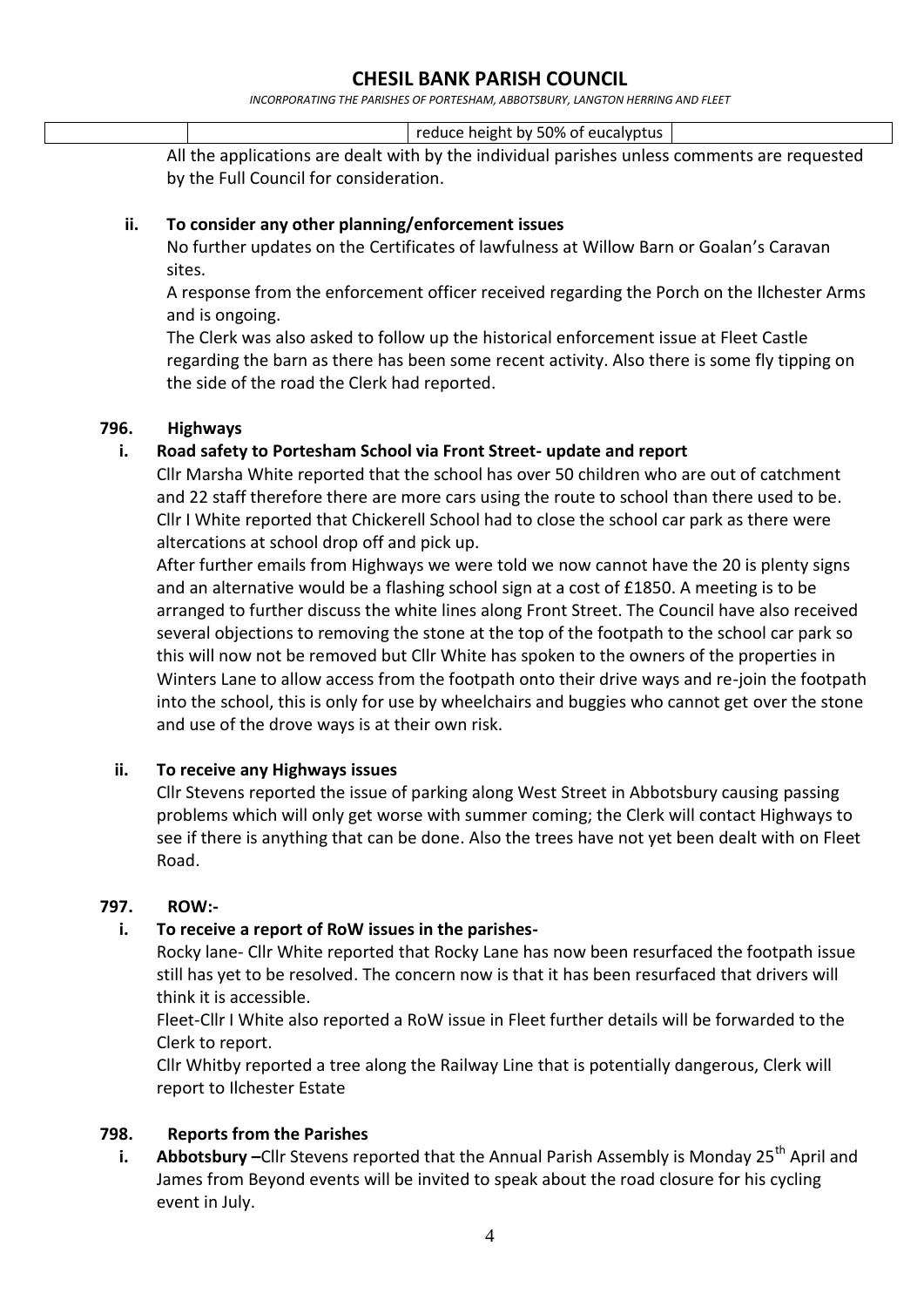| | | reduce height by 50% of eucalyptus | |
|---|---|---|---|

All the applications are dealt with by the individual parishes unless comments are requested by the Full Council for consideration.

**ii. To consider any other planning/enforcement issues**

No further updates on the Certificates of lawfulness at Willow Barn or Goalan's Caravan sites.

A response from the enforcement officer received regarding the Porch on the Ilchester Arms and is ongoing.

The Clerk was also asked to follow up the historical enforcement issue at Fleet Castle regarding the barn as there has been some recent activity. Also there is some fly tipping on the side of the road the Clerk had reported.

## 796. Highways

**i. Road safety to Portesham School via Front Street- update and report**

Cllr Marsha White reported that the school has over 50 children who are out of catchment and 22 staff therefore there are more cars using the route to school than there used to be. Cllr I White reported that Chickerell School had to close the school car park as there were altercations at school drop off and pick up.

After further emails from Highways we were told we now cannot have the 20 is plenty signs and an alternative would be a flashing school sign at a cost of £1850. A meeting is to be arranged to further discuss the white lines along Front Street. The Council have also received several objections to removing the stone at the top of the footpath to the school car park so this will now not be removed but Cllr White has spoken to the owners of the properties in Winters Lane to allow access from the footpath onto their drive ways and re-join the footpath into the school, this is only for use by wheelchairs and buggies who cannot get over the stone and use of the drove ways is at their own risk.

**ii. To receive any Highways issues**

Cllr Stevens reported the issue of parking along West Street in Abbotsbury causing passing problems which will only get worse with summer coming; the Clerk will contact Highways to see if there is anything that can be done. Also the trees have not yet been dealt with on Fleet Road.

## 797. ROW:-

**i. To receive a report of RoW issues in the parishes-**

Rocky lane- Cllr White reported that Rocky Lane has now been resurfaced the footpath issue still has yet to be resolved. The concern now is that it has been resurfaced that drivers will think it is accessible.

Fleet-Cllr I White also reported a RoW issue in Fleet further details will be forwarded to the Clerk to report.

Cllr Whitby reported a tree along the Railway Line that is potentially dangerous, Clerk will report to Ilchester Estate

## 798. Reports from the Parishes

**i. Abbotsbury –**Cllr Stevens reported that the Annual Parish Assembly is Monday 25th April and James from Beyond events will be invited to speak about the road closure for his cycling event in July.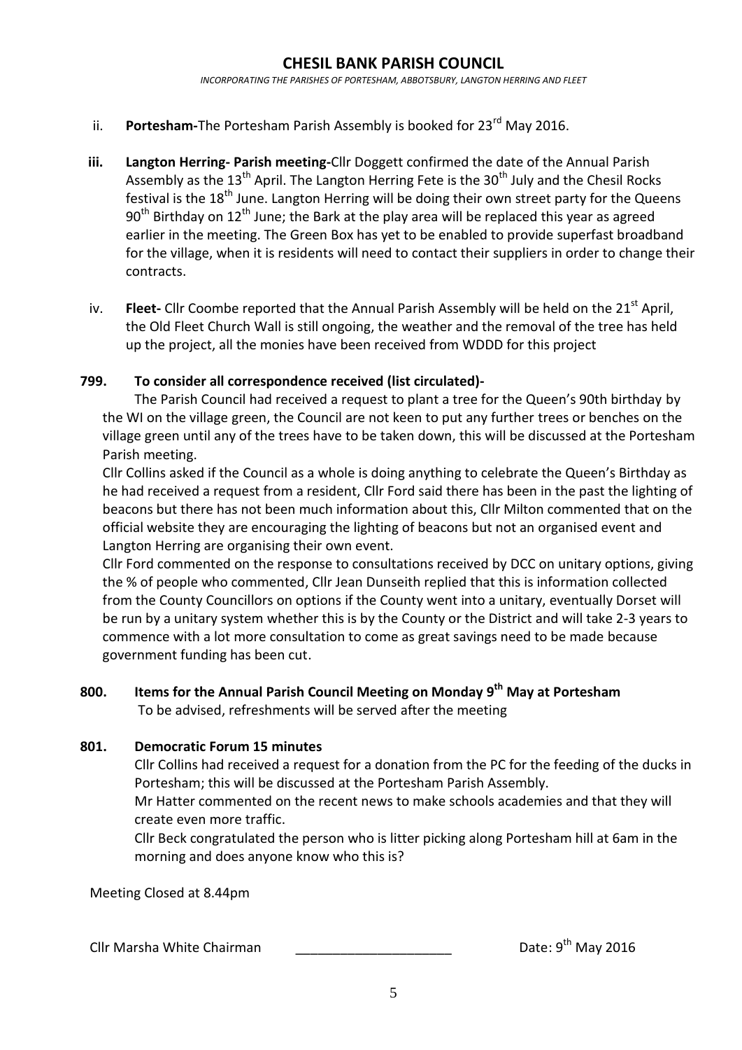# CHESIL BANK PARISH COUNCIL

*INCORPORATING THE PARISHES OF PORTESHAM, ABBOTSBURY, LANGTON HERRING AND FLEET*

ii. **Portesham-**The Portesham Parish Assembly is booked for 23rd May 2016.

iii. **Langton Herring- Parish meeting-**Cllr Doggett confirmed the date of the Annual Parish Assembly as the 13th April. The Langton Herring Fete is the 30th July and the Chesil Rocks festival is the 18th June. Langton Herring will be doing their own street party for the Queens 90th Birthday on 12th June; the Bark at the play area will be replaced this year as agreed earlier in the meeting. The Green Box has yet to be enabled to provide superfast broadband for the village, when it is residents will need to contact their suppliers in order to change their contracts.

iv. **Fleet-** Cllr Coombe reported that the Annual Parish Assembly will be held on the 21st April, the Old Fleet Church Wall is still ongoing, the weather and the removal of the tree has held up the project, all the monies have been received from WDDD for this project

**799. To consider all correspondence received (list circulated)-**

The Parish Council had received a request to plant a tree for the Queen's 90th birthday by the WI on the village green, the Council are not keen to put any further trees or benches on the village green until any of the trees have to be taken down, this will be discussed at the Portesham Parish meeting.

Cllr Collins asked if the Council as a whole is doing anything to celebrate the Queen's Birthday as he had received a request from a resident, Cllr Ford said there has been in the past the lighting of beacons but there has not been much information about this, Cllr Milton commented that on the official website they are encouraging the lighting of beacons but not an organised event and Langton Herring are organising their own event.

Cllr Ford commented on the response to consultations received by DCC on unitary options, giving the % of people who commented, Cllr Jean Dunseith replied that this is information collected from the County Councillors on options if the County went into a unitary, eventually Dorset will be run by a unitary system whether this is by the County or the District and will take 2-3 years to commence with a lot more consultation to come as great savings need to be made because government funding has been cut.

**800. Items for the Annual Parish Council Meeting on Monday 9th May at Portesham**

To be advised, refreshments will be served after the meeting

**801. Democratic Forum 15 minutes**

Cllr Collins had received a request for a donation from the PC for the feeding of the ducks in Portesham; this will be discussed at the Portesham Parish Assembly.

Mr Hatter commented on the recent news to make schools academies and that they will create even more traffic.

Cllr Beck congratulated the person who is litter picking along Portesham hill at 6am in the morning and does anyone know who this is?

Meeting Closed at 8.44pm

Cllr Marsha White Chairman \_\_\_\_\_\_\_\_\_\_\_\_\_\_\_\_\_\_\_\_\_ Date: 9th May 2016